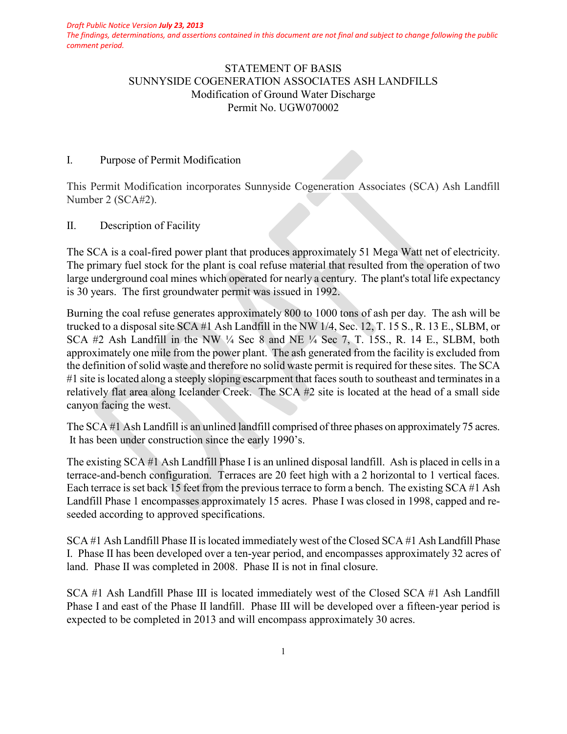*Draft Public Notice Version **July 23, 2013***
*The findings, determinations, and assertions contained in this document are not final and subject to change following the public comment period.*

# STATEMENT OF BASIS
## SUNNYSIDE COGENERATION ASSOCIATES ASH LANDFILLS
### Modification of Ground Water Discharge
### Permit No. UGW070002

## I. Purpose of Permit Modification

This Permit Modification incorporates Sunnyside Cogeneration Associates (SCA) Ash Landfill Number 2 (SCA#2).

## II. Description of Facility

The SCA is a coal-fired power plant that produces approximately 51 Mega Watt net of electricity. The primary fuel stock for the plant is coal refuse material that resulted from the operation of two large underground coal mines which operated for nearly a century. The plant's total life expectancy is 30 years. The first groundwater permit was issued in 1992.

Burning the coal refuse generates approximately 800 to 1000 tons of ash per day. The ash will be trucked to a disposal site SCA #1 Ash Landfill in the NW 1/4, Sec. 12, T. 15 S., R. 13 E., SLBM, or SCA #2 Ash Landfill in the NW ¼ Sec 8 and NE ¼ Sec 7, T. 15S., R. 14 E., SLBM, both approximately one mile from the power plant. The ash generated from the facility is excluded from the definition of solid waste and therefore no solid waste permit is required for these sites. The SCA #1 site is located along a steeply sloping escarpment that faces south to southeast and terminates in a relatively flat area along Icelander Creek. The SCA #2 site is located at the head of a small side canyon facing the west.

The SCA #1 Ash Landfill is an unlined landfill comprised of three phases on approximately 75 acres. It has been under construction since the early 1990's.

The existing SCA #1 Ash Landfill Phase I is an unlined disposal landfill. Ash is placed in cells in a terrace-and-bench configuration. Terraces are 20 feet high with a 2 horizontal to 1 vertical faces. Each terrace is set back 15 feet from the previous terrace to form a bench. The existing SCA #1 Ash Landfill Phase 1 encompasses approximately 15 acres. Phase I was closed in 1998, capped and re-seeded according to approved specifications.

SCA #1 Ash Landfill Phase II is located immediately west of the Closed SCA #1 Ash Landfill Phase I. Phase II has been developed over a ten-year period, and encompasses approximately 32 acres of land. Phase II was completed in 2008. Phase II is not in final closure.

SCA #1 Ash Landfill Phase III is located immediately west of the Closed SCA #1 Ash Landfill Phase I and east of the Phase II landfill. Phase III will be developed over a fifteen-year period is expected to be completed in 2013 and will encompass approximately 30 acres.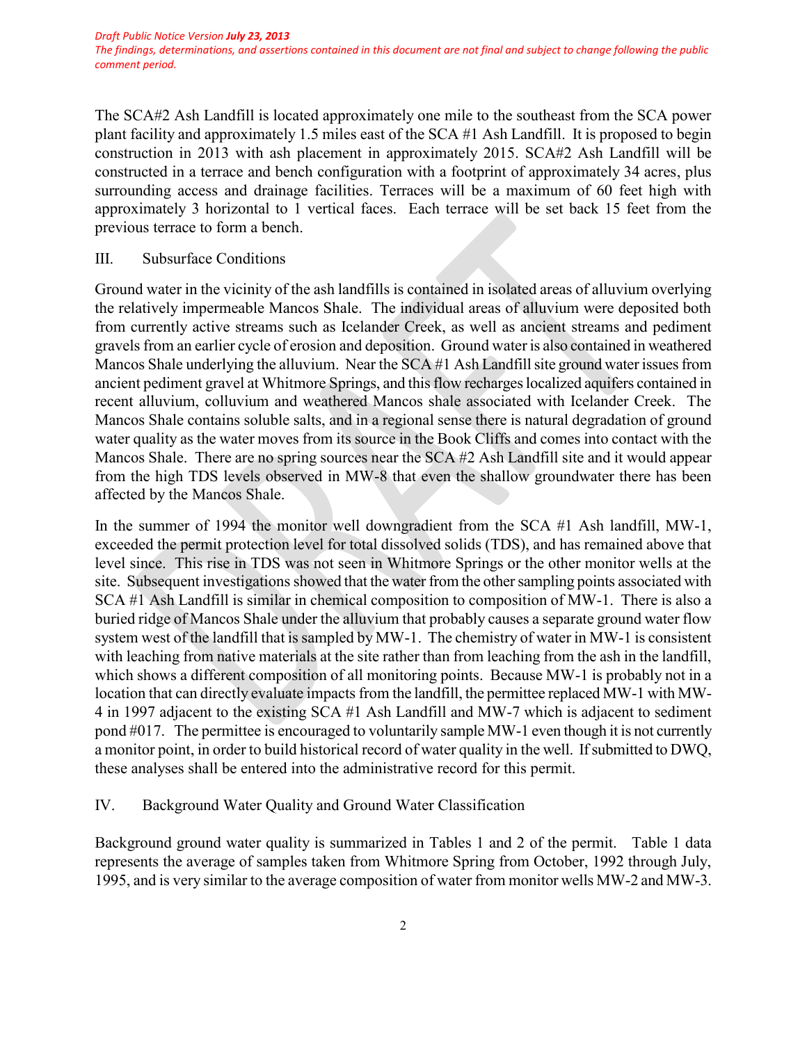The SCA#2 Ash Landfill is located approximately one mile to the southeast from the SCA power plant facility and approximately 1.5 miles east of the SCA #1 Ash Landfill. It is proposed to begin construction in 2013 with ash placement in approximately 2015. SCA#2 Ash Landfill will be constructed in a terrace and bench configuration with a footprint of approximately 34 acres, plus surrounding access and drainage facilities. Terraces will be a maximum of 60 feet high with approximately 3 horizontal to 1 vertical faces. Each terrace will be set back 15 feet from the previous terrace to form a bench.

## III. Subsurface Conditions

Ground water in the vicinity of the ash landfills is contained in isolated areas of alluvium overlying the relatively impermeable Mancos Shale. The individual areas of alluvium were deposited both from currently active streams such as Icelander Creek, as well as ancient streams and pediment gravels from an earlier cycle of erosion and deposition. Ground water is also contained in weathered Mancos Shale underlying the alluvium. Near the SCA #1 Ash Landfill site ground water issues from ancient pediment gravel at Whitmore Springs, and this flow recharges localized aquifers contained in recent alluvium, colluvium and weathered Mancos shale associated with Icelander Creek. The Mancos Shale contains soluble salts, and in a regional sense there is natural degradation of ground water quality as the water moves from its source in the Book Cliffs and comes into contact with the Mancos Shale. There are no spring sources near the SCA #2 Ash Landfill site and it would appear from the high TDS levels observed in MW-8 that even the shallow groundwater there has been affected by the Mancos Shale.

In the summer of 1994 the monitor well downgradient from the SCA #1 Ash landfill, MW-1, exceeded the permit protection level for total dissolved solids (TDS), and has remained above that level since. This rise in TDS was not seen in Whitmore Springs or the other monitor wells at the site. Subsequent investigations showed that the water from the other sampling points associated with SCA #1 Ash Landfill is similar in chemical composition to composition of MW-1. There is also a buried ridge of Mancos Shale under the alluvium that probably causes a separate ground water flow system west of the landfill that is sampled by MW-1. The chemistry of water in MW-1 is consistent with leaching from native materials at the site rather than from leaching from the ash in the landfill, which shows a different composition of all monitoring points. Because MW-1 is probably not in a location that can directly evaluate impacts from the landfill, the permittee replaced MW-1 with MW-4 in 1997 adjacent to the existing SCA #1 Ash Landfill and MW-7 which is adjacent to sediment pond #017. The permittee is encouraged to voluntarily sample MW-1 even though it is not currently a monitor point, in order to build historical record of water quality in the well. If submitted to DWQ, these analyses shall be entered into the administrative record for this permit.

## IV. Background Water Quality and Ground Water Classification

Background ground water quality is summarized in Tables 1 and 2 of the permit. Table 1 data represents the average of samples taken from Whitmore Spring from October, 1992 through July, 1995, and is very similar to the average composition of water from monitor wells MW-2 and MW-3.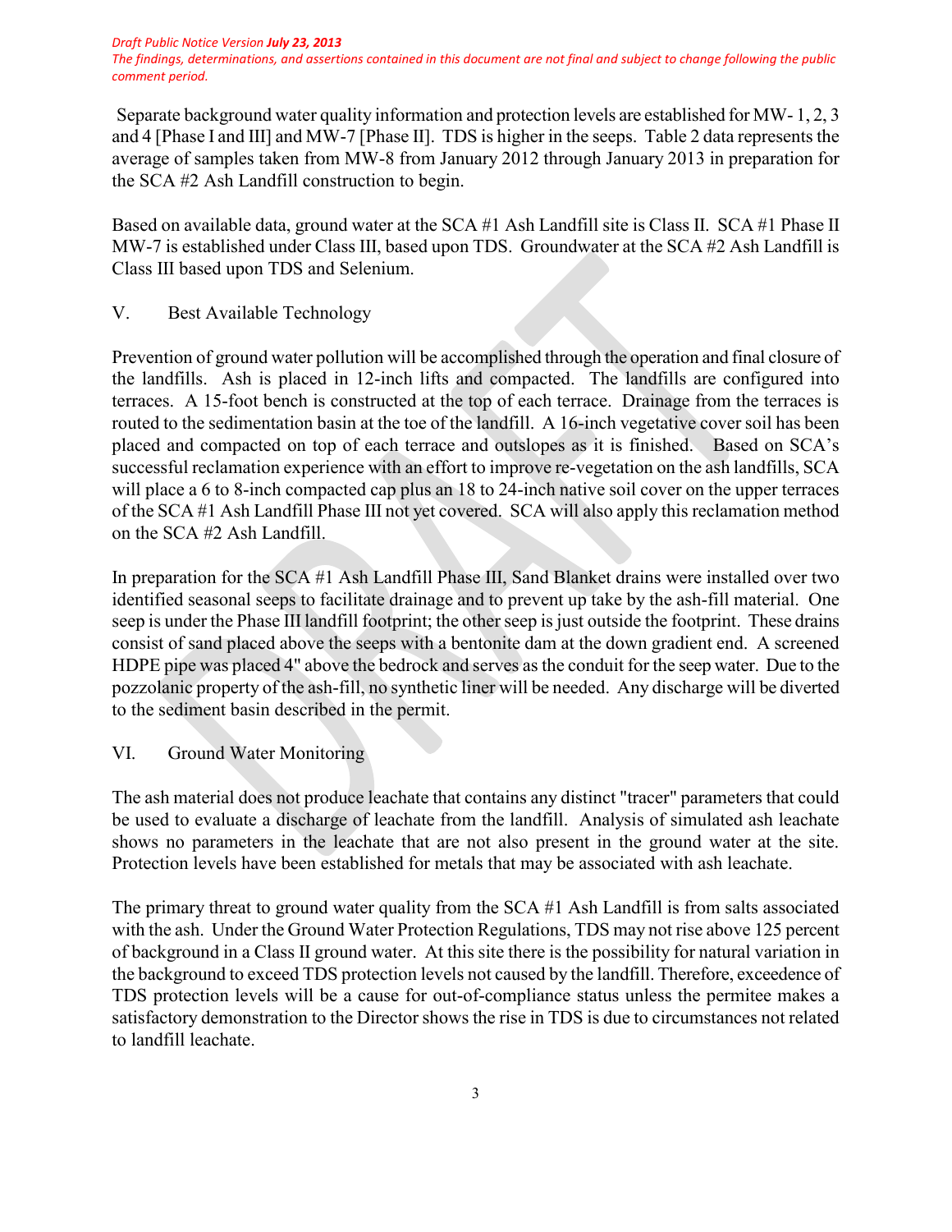*Draft Public Notice Version* ***July 23, 2013***
*The findings, determinations, and assertions contained in this document are not final and subject to change following the public comment period.*

Separate background water quality information and protection levels are established for MW- 1, 2, 3 and 4 [Phase I and III] and MW-7 [Phase II]. TDS is higher in the seeps. Table 2 data represents the average of samples taken from MW-8 from January 2012 through January 2013 in preparation for the SCA #2 Ash Landfill construction to begin.

Based on available data, ground water at the SCA #1 Ash Landfill site is Class II. SCA #1 Phase II MW-7 is established under Class III, based upon TDS. Groundwater at the SCA #2 Ash Landfill is Class III based upon TDS and Selenium.

## V. Best Available Technology

Prevention of ground water pollution will be accomplished through the operation and final closure of the landfills. Ash is placed in 12-inch lifts and compacted. The landfills are configured into terraces. A 15-foot bench is constructed at the top of each terrace. Drainage from the terraces is routed to the sedimentation basin at the toe of the landfill. A 16-inch vegetative cover soil has been placed and compacted on top of each terrace and outslopes as it is finished. Based on SCA's successful reclamation experience with an effort to improve re-vegetation on the ash landfills, SCA will place a 6 to 8-inch compacted cap plus an 18 to 24-inch native soil cover on the upper terraces of the SCA #1 Ash Landfill Phase III not yet covered. SCA will also apply this reclamation method on the SCA #2 Ash Landfill.

In preparation for the SCA #1 Ash Landfill Phase III, Sand Blanket drains were installed over two identified seasonal seeps to facilitate drainage and to prevent up take by the ash-fill material. One seep is under the Phase III landfill footprint; the other seep is just outside the footprint. These drains consist of sand placed above the seeps with a bentonite dam at the down gradient end. A screened HDPE pipe was placed 4" above the bedrock and serves as the conduit for the seep water. Due to the pozzolanic property of the ash-fill, no synthetic liner will be needed. Any discharge will be diverted to the sediment basin described in the permit.

## VI. Ground Water Monitoring

The ash material does not produce leachate that contains any distinct "tracer" parameters that could be used to evaluate a discharge of leachate from the landfill. Analysis of simulated ash leachate shows no parameters in the leachate that are not also present in the ground water at the site. Protection levels have been established for metals that may be associated with ash leachate.

The primary threat to ground water quality from the SCA #1 Ash Landfill is from salts associated with the ash. Under the Ground Water Protection Regulations, TDS may not rise above 125 percent of background in a Class II ground water. At this site there is the possibility for natural variation in the background to exceed TDS protection levels not caused by the landfill. Therefore, exceedence of TDS protection levels will be a cause for out-of-compliance status unless the permitee makes a satisfactory demonstration to the Director shows the rise in TDS is due to circumstances not related to landfill leachate.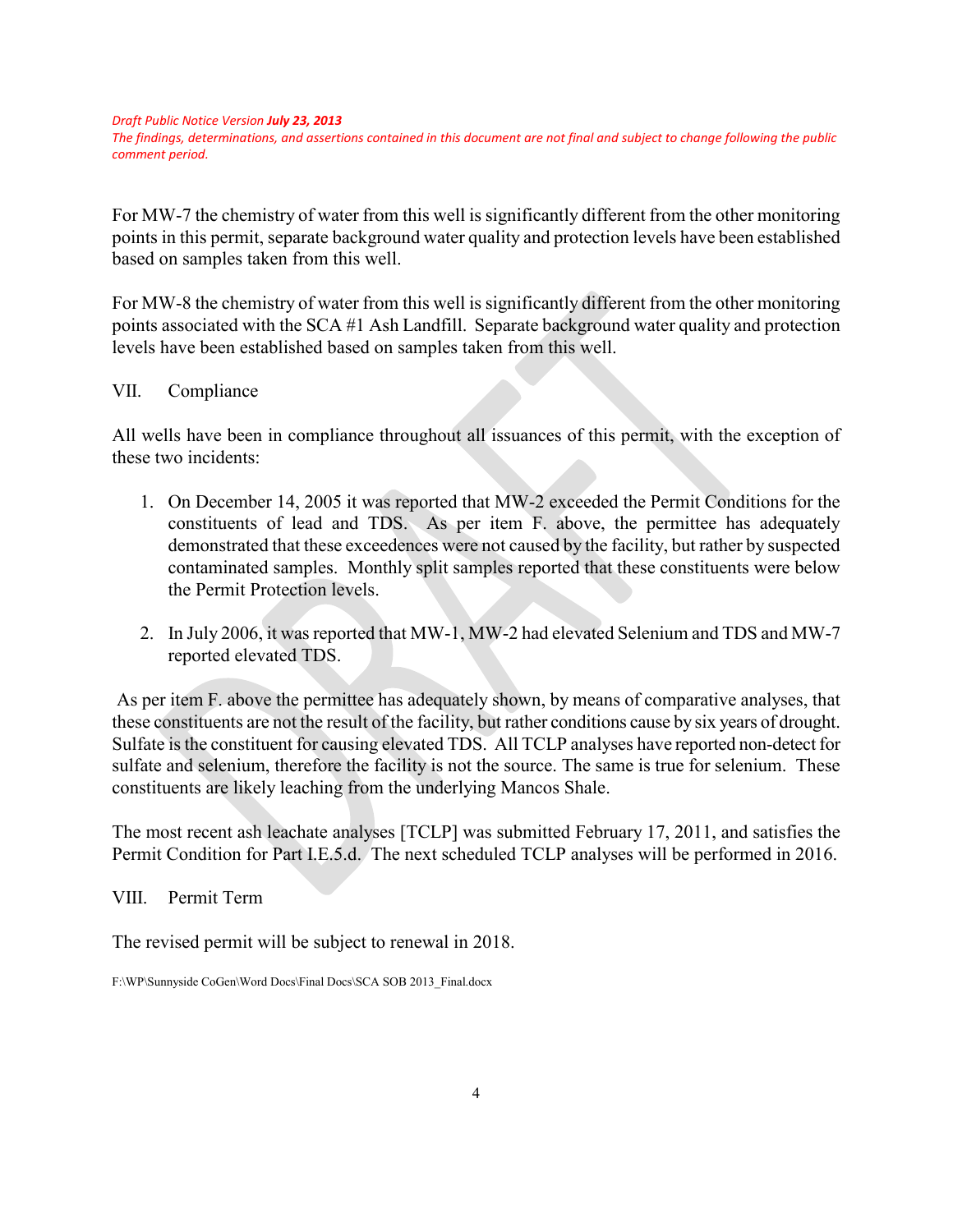*Draft Public Notice Version **July 23, 2013***
*The findings, determinations, and assertions contained in this document are not final and subject to change following the public comment period.*

For MW-7 the chemistry of water from this well is significantly different from the other monitoring points in this permit, separate background water quality and protection levels have been established based on samples taken from this well.

For MW-8 the chemistry of water from this well is significantly different from the other monitoring points associated with the SCA #1 Ash Landfill. Separate background water quality and protection levels have been established based on samples taken from this well.

VII. Compliance

All wells have been in compliance throughout all issuances of this permit, with the exception of these two incidents:

1. On December 14, 2005 it was reported that MW-2 exceeded the Permit Conditions for the constituents of lead and TDS. As per item F. above, the permittee has adequately demonstrated that these exceedences were not caused by the facility, but rather by suspected contaminated samples. Monthly split samples reported that these constituents were below the Permit Protection levels.

2. In July 2006, it was reported that MW-1, MW-2 had elevated Selenium and TDS and MW-7 reported elevated TDS.

As per item F. above the permittee has adequately shown, by means of comparative analyses, that these constituents are not the result of the facility, but rather conditions cause by six years of drought. Sulfate is the constituent for causing elevated TDS. All TCLP analyses have reported non-detect for sulfate and selenium, therefore the facility is not the source. The same is true for selenium. These constituents are likely leaching from the underlying Mancos Shale.

The most recent ash leachate analyses [TCLP] was submitted February 17, 2011, and satisfies the Permit Condition for Part I.E.5.d. The next scheduled TCLP analyses will be performed in 2016.

VIII. Permit Term

The revised permit will be subject to renewal in 2018.

F:\WP\Sunnyside CoGen\Word Docs\Final Docs\SCA SOB 2013_Final.docx